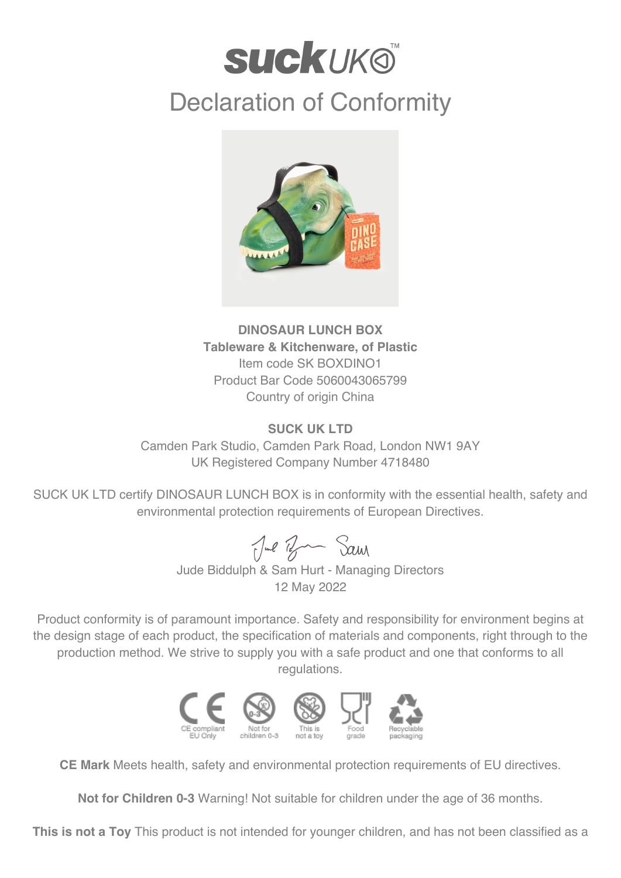# suck UK™

## Declaration of Conformity

**DINOSAUR LUNCH BOX**
**Tableware & Kitchenware, of Plastic**
Item code SK BOXDINO1
Product Bar Code 5060043065799
Country of origin China

**SUCK UK LTD**
Camden Park Studio, Camden Park Road, London NW1 9AY
UK Registered Company Number 4718480

SUCK UK LTD certify DINOSAUR LUNCH BOX is in conformity with the essential health, safety and environmental protection requirements of European Directives.

Jude Biddulph & Sam Hurt - Managing Directors
12 May 2022

Product conformity is of paramount importance. Safety and responsibility for environment begins at the design stage of each product, the specification of materials and components, right through to the production method. We strive to supply you with a safe product and one that conforms to all regulations.

CE compliant EU Only | Not for children 0-3 | This is not a toy | Food grade | Recyclable packaging

**CE Mark** Meets health, safety and environmental protection requirements of EU directives.

**Not for Children 0-3** Warning! Not suitable for children under the age of 36 months.

**This is not a Toy** This product is not intended for younger children, and has not been classified as a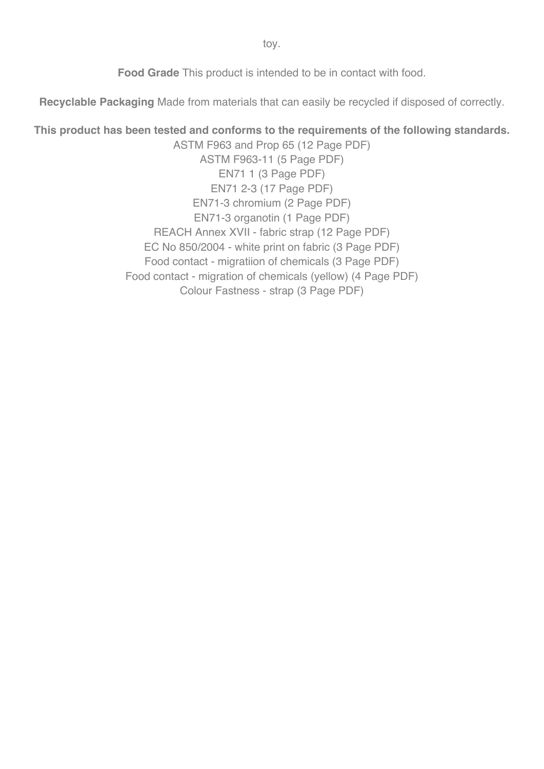toy.

**Food Grade** This product is intended to be in contact with food.

**Recyclable Packaging** Made from materials that can easily be recycled if disposed of correctly.

**This product has been tested and conforms to the requirements of the following standards.**

ASTM F963 and Prop 65 (12 Page PDF)
ASTM F963-11 (5 Page PDF)
EN71 1 (3 Page PDF)
EN71 2-3 (17 Page PDF)
EN71-3 chromium (2 Page PDF)
EN71-3 organotin (1 Page PDF)
REACH Annex XVII - fabric strap (12 Page PDF)
EC No 850/2004 - white print on fabric (3 Page PDF)
Food contact - migratiion of chemicals (3 Page PDF)
Food contact - migration of chemicals (yellow) (4 Page PDF)
Colour Fastness - strap (3 Page PDF)